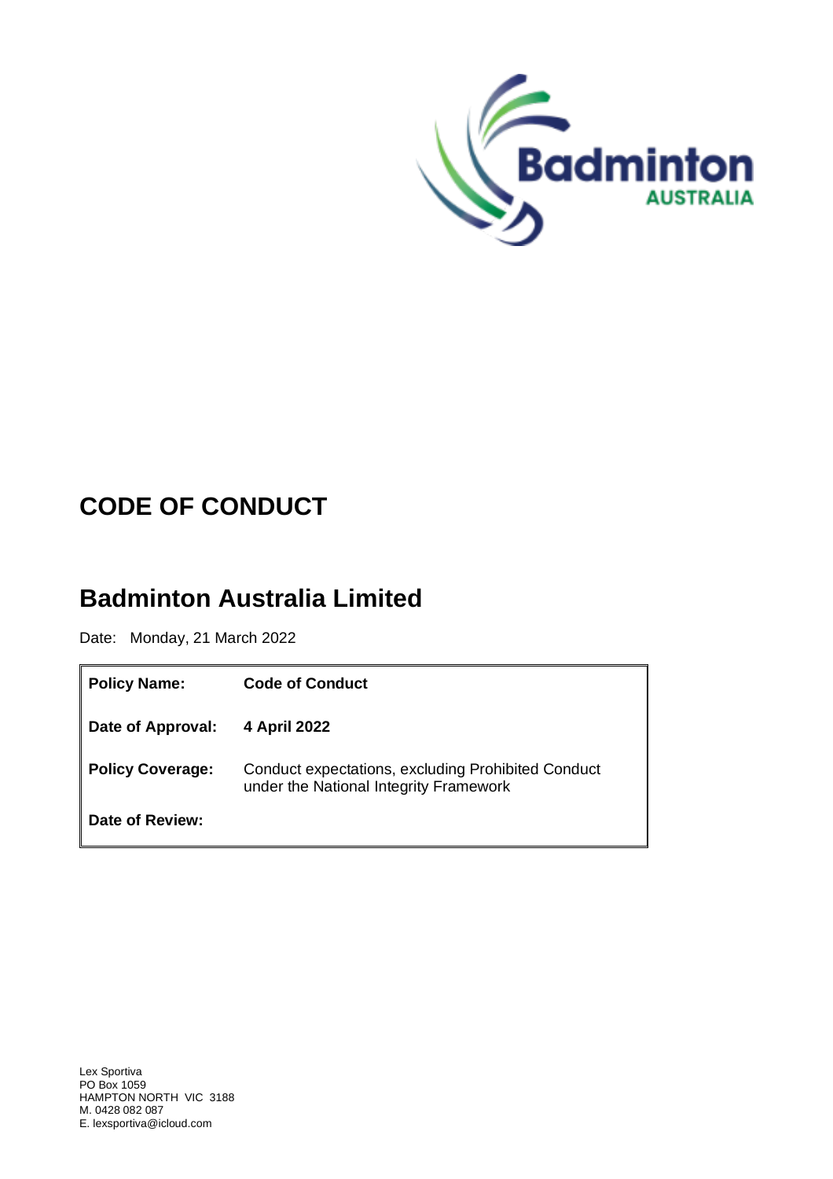# CODE OF CONDUCT

# Badminton Australia Limited

Date: Monday, 21 March 2022

| | |
|---|---|
| **Policy Name:** | **Code of Conduct** |
| **Date of Approval:** | **4 April 2022** |
| **Policy Coverage:** | Conduct expectations, excluding Prohibited Conduct under the National Integrity Framework |
| **Date of Review:** | |

Lex Sportiva
PO Box 1059
HAMPTON NORTH VIC 3188
M. 0428 082 087
E. lexsportiva@icloud.com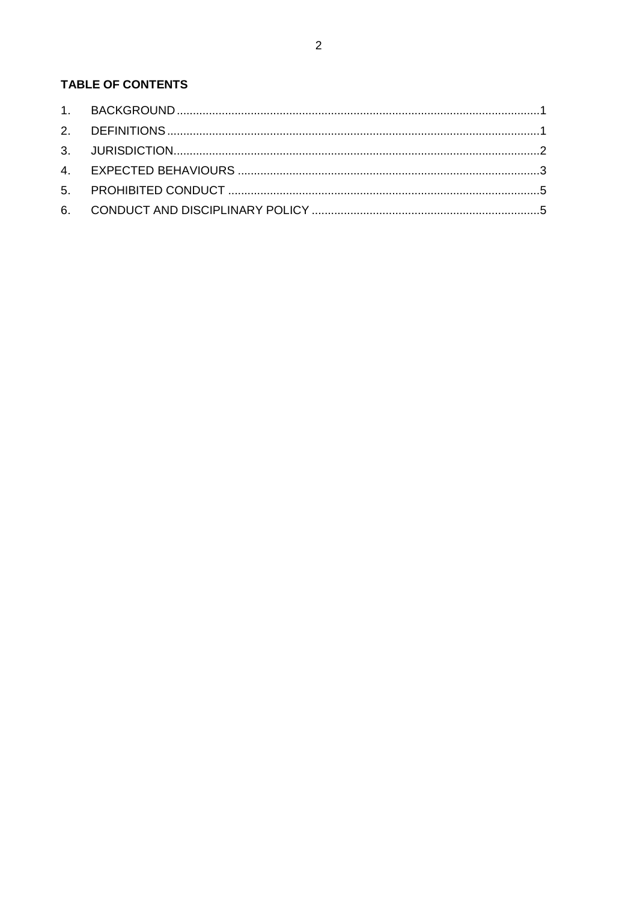**TABLE OF CONTENTS**

1. BACKGROUND ..................................................................................................................1
2. DEFINITIONS ..................................................................................................................1
3. JURISDICTION ................................................................................................................2
4. EXPECTED BEHAVIOURS ............................................................................................3
5. PROHIBITED CONDUCT ...............................................................................................5
6. CONDUCT AND DISCIPLINARY POLICY .....................................................................5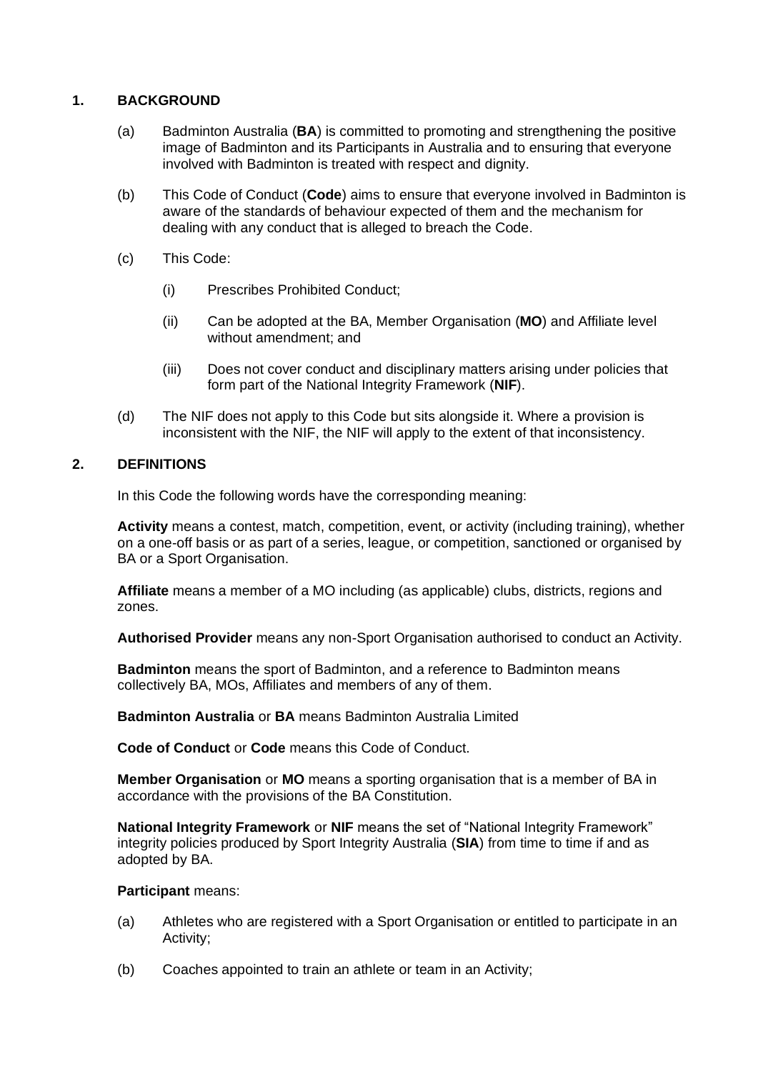## 1. BACKGROUND

(a) Badminton Australia (**BA**) is committed to promoting and strengthening the positive image of Badminton and its Participants in Australia and to ensuring that everyone involved with Badminton is treated with respect and dignity.

(b) This Code of Conduct (**Code**) aims to ensure that everyone involved in Badminton is aware of the standards of behaviour expected of them and the mechanism for dealing with any conduct that is alleged to breach the Code.

(c) This Code:

(i) Prescribes Prohibited Conduct;

(ii) Can be adopted at the BA, Member Organisation (**MO**) and Affiliate level without amendment; and

(iii) Does not cover conduct and disciplinary matters arising under policies that form part of the National Integrity Framework (**NIF**).

(d) The NIF does not apply to this Code but sits alongside it. Where a provision is inconsistent with the NIF, the NIF will apply to the extent of that inconsistency.

## 2. DEFINITIONS

In this Code the following words have the corresponding meaning:

**Activity** means a contest, match, competition, event, or activity (including training), whether on a one-off basis or as part of a series, league, or competition, sanctioned or organised by BA or a Sport Organisation.

**Affiliate** means a member of a MO including (as applicable) clubs, districts, regions and zones.

**Authorised Provider** means any non-Sport Organisation authorised to conduct an Activity.

**Badminton** means the sport of Badminton, and a reference to Badminton means collectively BA, MOs, Affiliates and members of any of them.

**Badminton Australia** or **BA** means Badminton Australia Limited

**Code of Conduct** or **Code** means this Code of Conduct.

**Member Organisation** or **MO** means a sporting organisation that is a member of BA in accordance with the provisions of the BA Constitution.

**National Integrity Framework** or **NIF** means the set of "National Integrity Framework" integrity policies produced by Sport Integrity Australia (**SIA**) from time to time if and as adopted by BA.

**Participant** means:

(a) Athletes who are registered with a Sport Organisation or entitled to participate in an Activity;

(b) Coaches appointed to train an athlete or team in an Activity;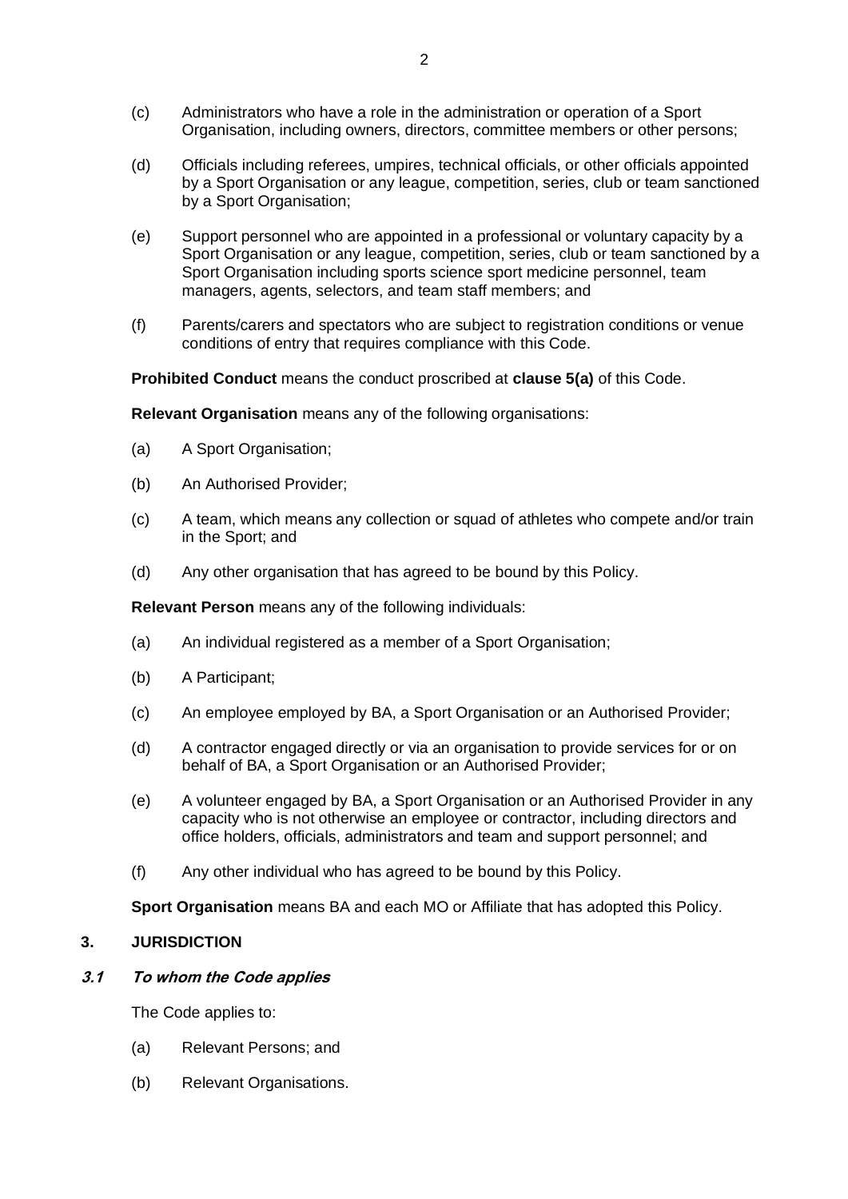(c) Administrators who have a role in the administration or operation of a Sport Organisation, including owners, directors, committee members or other persons;

(d) Officials including referees, umpires, technical officials, or other officials appointed by a Sport Organisation or any league, competition, series, club or team sanctioned by a Sport Organisation;

(e) Support personnel who are appointed in a professional or voluntary capacity by a Sport Organisation or any league, competition, series, club or team sanctioned by a Sport Organisation including sports science sport medicine personnel, team managers, agents, selectors, and team staff members; and

(f) Parents/carers and spectators who are subject to registration conditions or venue conditions of entry that requires compliance with this Code.

**Prohibited Conduct** means the conduct proscribed at **clause 5(a)** of this Code.

**Relevant Organisation** means any of the following organisations:

(a) A Sport Organisation;

(b) An Authorised Provider;

(c) A team, which means any collection or squad of athletes who compete and/or train in the Sport; and

(d) Any other organisation that has agreed to be bound by this Policy.

**Relevant Person** means any of the following individuals:

(a) An individual registered as a member of a Sport Organisation;

(b) A Participant;

(c) An employee employed by BA, a Sport Organisation or an Authorised Provider;

(d) A contractor engaged directly or via an organisation to provide services for or on behalf of BA, a Sport Organisation or an Authorised Provider;

(e) A volunteer engaged by BA, a Sport Organisation or an Authorised Provider in any capacity who is not otherwise an employee or contractor, including directors and office holders, officials, administrators and team and support personnel; and

(f) Any other individual who has agreed to be bound by this Policy.

**Sport Organisation** means BA and each MO or Affiliate that has adopted this Policy.

## 3. JURISDICTION

### *3.1 To whom the Code applies*

The Code applies to:

(a) Relevant Persons; and

(b) Relevant Organisations.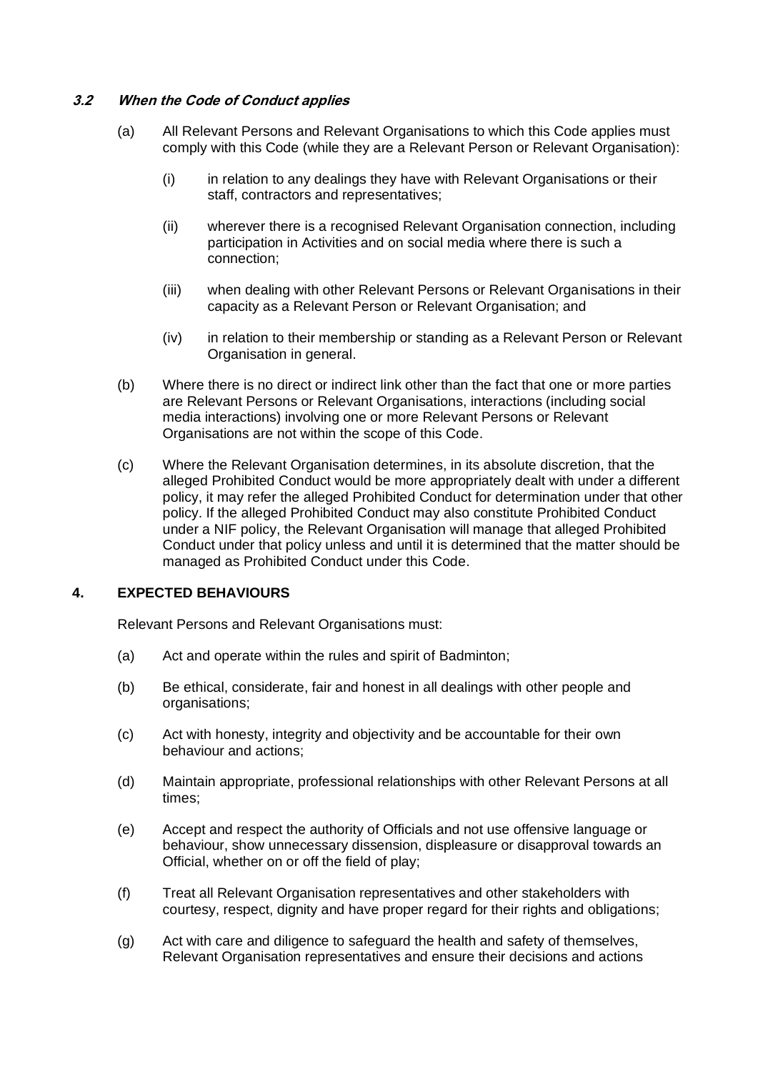### *3.2 When the Code of Conduct applies*

(a) All Relevant Persons and Relevant Organisations to which this Code applies must comply with this Code (while they are a Relevant Person or Relevant Organisation):

(i) in relation to any dealings they have with Relevant Organisations or their staff, contractors and representatives;

(ii) wherever there is a recognised Relevant Organisation connection, including participation in Activities and on social media where there is such a connection;

(iii) when dealing with other Relevant Persons or Relevant Organisations in their capacity as a Relevant Person or Relevant Organisation; and

(iv) in relation to their membership or standing as a Relevant Person or Relevant Organisation in general.

(b) Where there is no direct or indirect link other than the fact that one or more parties are Relevant Persons or Relevant Organisations, interactions (including social media interactions) involving one or more Relevant Persons or Relevant Organisations are not within the scope of this Code.

(c) Where the Relevant Organisation determines, in its absolute discretion, that the alleged Prohibited Conduct would be more appropriately dealt with under a different policy, it may refer the alleged Prohibited Conduct for determination under that other policy. If the alleged Prohibited Conduct may also constitute Prohibited Conduct under a NIF policy, the Relevant Organisation will manage that alleged Prohibited Conduct under that policy unless and until it is determined that the matter should be managed as Prohibited Conduct under this Code.

## 4. EXPECTED BEHAVIOURS

Relevant Persons and Relevant Organisations must:

(a) Act and operate within the rules and spirit of Badminton;

(b) Be ethical, considerate, fair and honest in all dealings with other people and organisations;

(c) Act with honesty, integrity and objectivity and be accountable for their own behaviour and actions;

(d) Maintain appropriate, professional relationships with other Relevant Persons at all times;

(e) Accept and respect the authority of Officials and not use offensive language or behaviour, show unnecessary dissension, displeasure or disapproval towards an Official, whether on or off the field of play;

(f) Treat all Relevant Organisation representatives and other stakeholders with courtesy, respect, dignity and have proper regard for their rights and obligations;

(g) Act with care and diligence to safeguard the health and safety of themselves, Relevant Organisation representatives and ensure their decisions and actions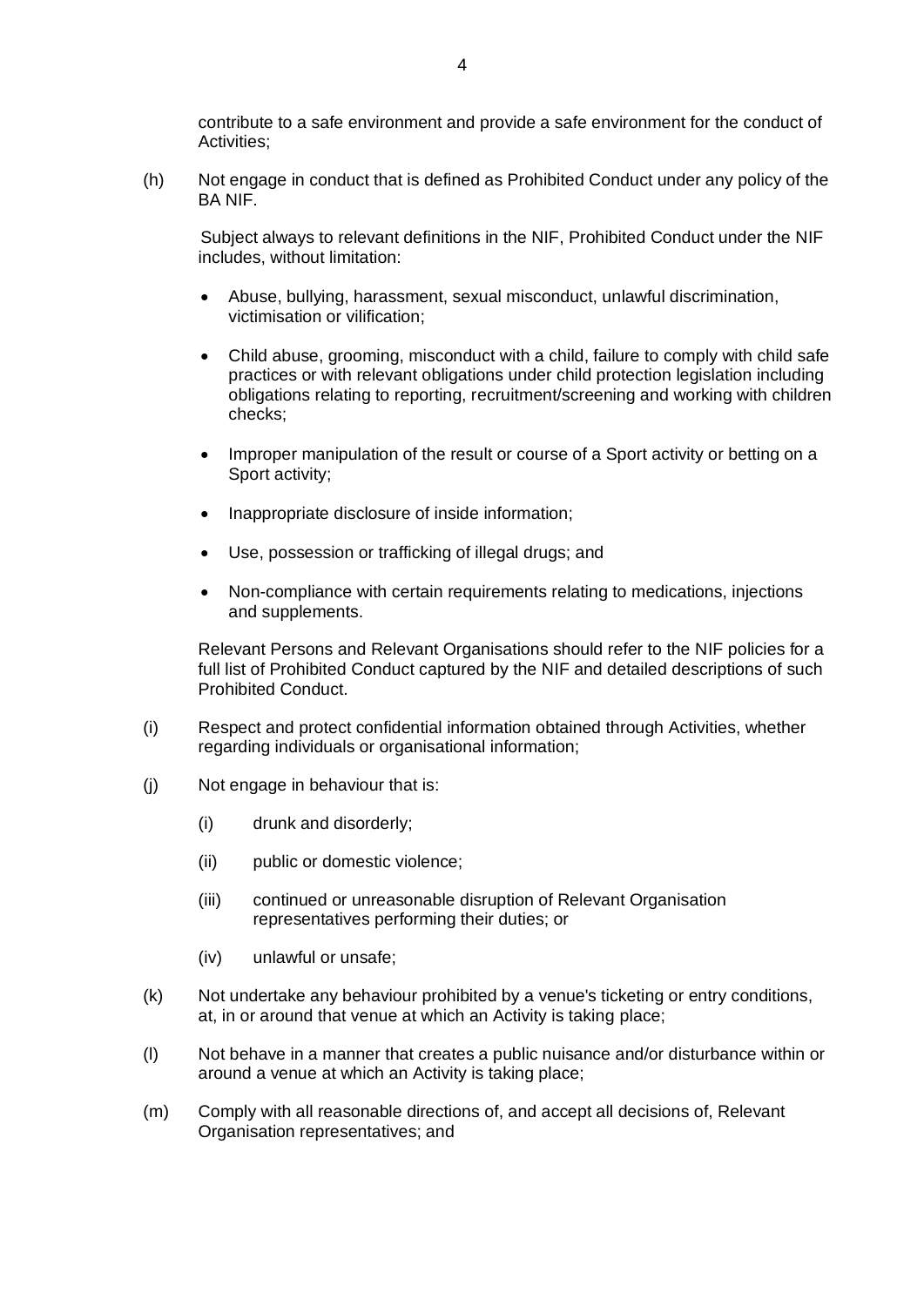contribute to a safe environment and provide a safe environment for the conduct of Activities;

(h) Not engage in conduct that is defined as Prohibited Conduct under any policy of the BA NIF.

Subject always to relevant definitions in the NIF, Prohibited Conduct under the NIF includes, without limitation:

- Abuse, bullying, harassment, sexual misconduct, unlawful discrimination, victimisation or vilification;
- Child abuse, grooming, misconduct with a child, failure to comply with child safe practices or with relevant obligations under child protection legislation including obligations relating to reporting, recruitment/screening and working with children checks;
- Improper manipulation of the result or course of a Sport activity or betting on a Sport activity;
- Inappropriate disclosure of inside information;
- Use, possession or trafficking of illegal drugs; and
- Non-compliance with certain requirements relating to medications, injections and supplements.

Relevant Persons and Relevant Organisations should refer to the NIF policies for a full list of Prohibited Conduct captured by the NIF and detailed descriptions of such Prohibited Conduct.

(i) Respect and protect confidential information obtained through Activities, whether regarding individuals or organisational information;

(j) Not engage in behaviour that is:

(i) drunk and disorderly;

(ii) public or domestic violence;

(iii) continued or unreasonable disruption of Relevant Organisation representatives performing their duties; or

(iv) unlawful or unsafe;

(k) Not undertake any behaviour prohibited by a venue's ticketing or entry conditions, at, in or around that venue at which an Activity is taking place;

(l) Not behave in a manner that creates a public nuisance and/or disturbance within or around a venue at which an Activity is taking place;

(m) Comply with all reasonable directions of, and accept all decisions of, Relevant Organisation representatives; and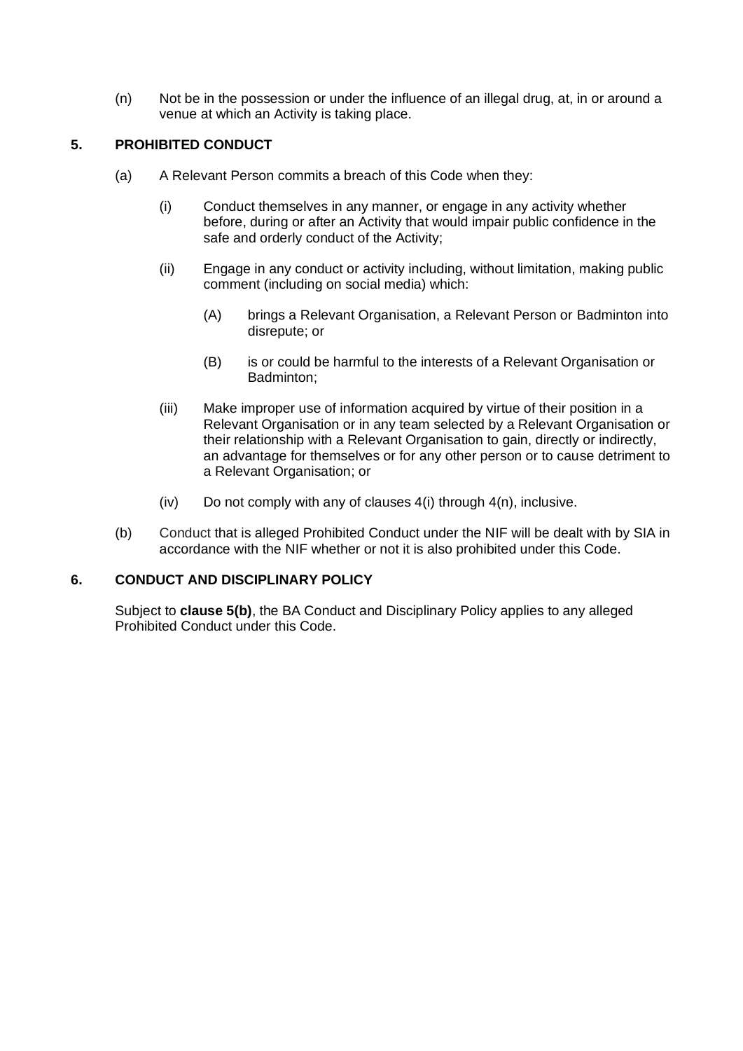(n) Not be in the possession or under the influence of an illegal drug, at, in or around a venue at which an Activity is taking place.

## 5. PROHIBITED CONDUCT

(a) A Relevant Person commits a breach of this Code when they:

(i) Conduct themselves in any manner, or engage in any activity whether before, during or after an Activity that would impair public confidence in the safe and orderly conduct of the Activity;

(ii) Engage in any conduct or activity including, without limitation, making public comment (including on social media) which:

(A) brings a Relevant Organisation, a Relevant Person or Badminton into disrepute; or

(B) is or could be harmful to the interests of a Relevant Organisation or Badminton;

(iii) Make improper use of information acquired by virtue of their position in a Relevant Organisation or in any team selected by a Relevant Organisation or their relationship with a Relevant Organisation to gain, directly or indirectly, an advantage for themselves or for any other person or to cause detriment to a Relevant Organisation; or

(iv) Do not comply with any of clauses 4(i) through 4(n), inclusive.

(b) Conduct that is alleged Prohibited Conduct under the NIF will be dealt with by SIA in accordance with the NIF whether or not it is also prohibited under this Code.

## 6. CONDUCT AND DISCIPLINARY POLICY

Subject to **clause 5(b)**, the BA Conduct and Disciplinary Policy applies to any alleged Prohibited Conduct under this Code.